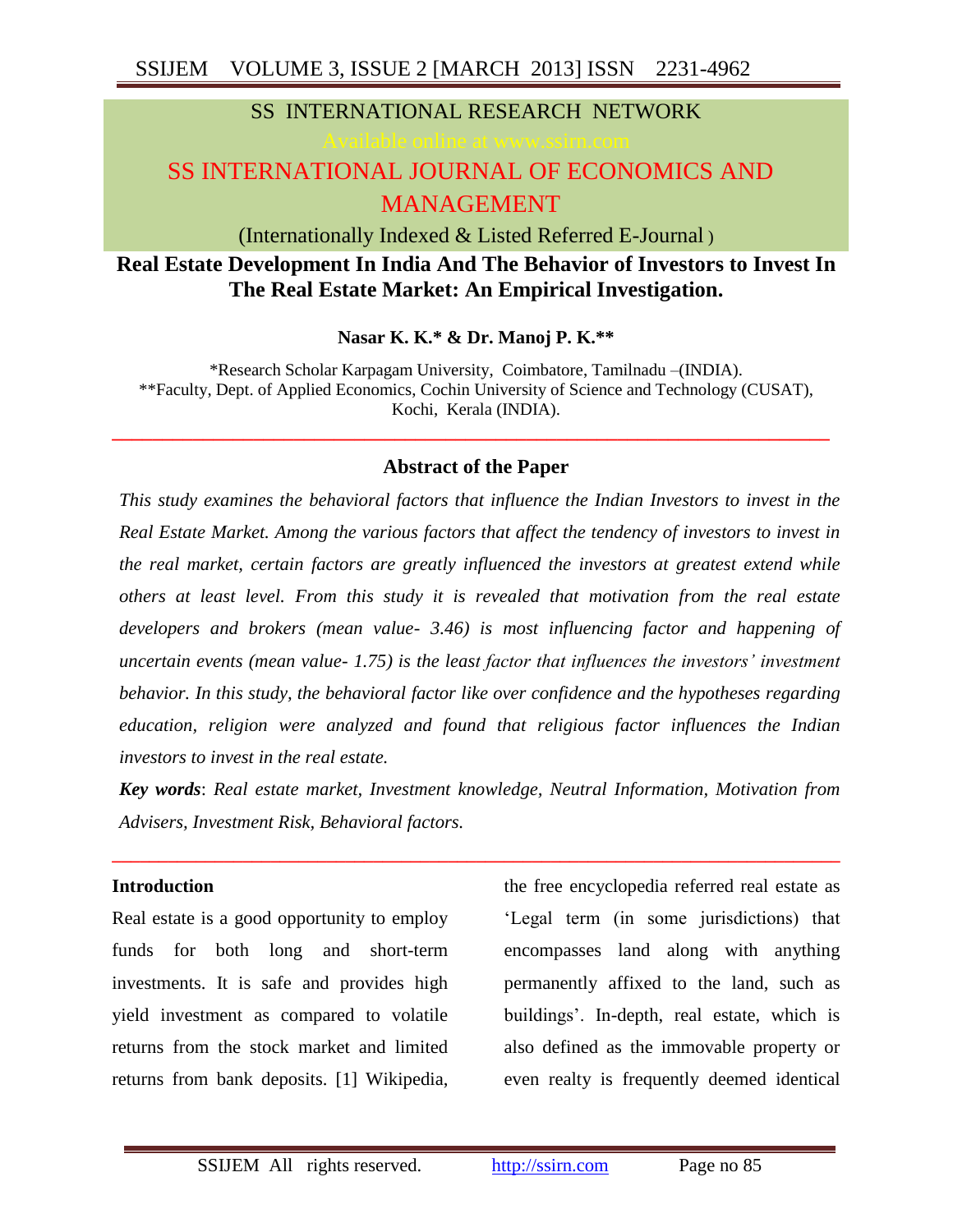SS INTERNATIONAL RESEARCH NETWORK

Available online at www.ssirn.com

SS INTERNATIONAL JOURNAL OF ECONOMICS AND MANAGEMENT

(Internationally Indexed & Listed Referred E-Journal )

# Real Estate Development In India And The Behavior of Investors to Invest In The Real Estate Market: An Empirical Investigation.

**Nasar K. K.\* & Dr. Manoj P. K.\*\***

\*Research Scholar Karpagam University, Coimbatore, Tamilnadu –(INDIA).
\*\*Faculty, Dept. of Applied Economics, Cochin University of Science and Technology (CUSAT), Kochi, Kerala (INDIA).

## Abstract of the Paper

*This study examines the behavioral factors that influence the Indian Investors to invest in the Real Estate Market. Among the various factors that affect the tendency of investors to invest in the real market, certain factors are greatly influenced the investors at greatest extend while others at least level. From this study it is revealed that motivation from the real estate developers and brokers (mean value- 3.46) is most influencing factor and happening of uncertain events (mean value- 1.75) is the least factor that influences the investors' investment behavior. In this study, the behavioral factor like over confidence and the hypotheses regarding education, religion were analyzed and found that religious factor influences the Indian investors to invest in the real estate.*

***Key words***: *Real estate market, Investment knowledge, Neutral Information, Motivation from Advisers, Investment Risk, Behavioral factors.*

## Introduction

Real estate is a good opportunity to employ funds for both long and short-term investments. It is safe and provides high yield investment as compared to volatile returns from the stock market and limited returns from bank deposits. [1] Wikipedia, the free encyclopedia referred real estate as 'Legal term (in some jurisdictions) that encompasses land along with anything permanently affixed to the land, such as buildings'. In-depth, real estate, which is also defined as the immovable property or even realty is frequently deemed identical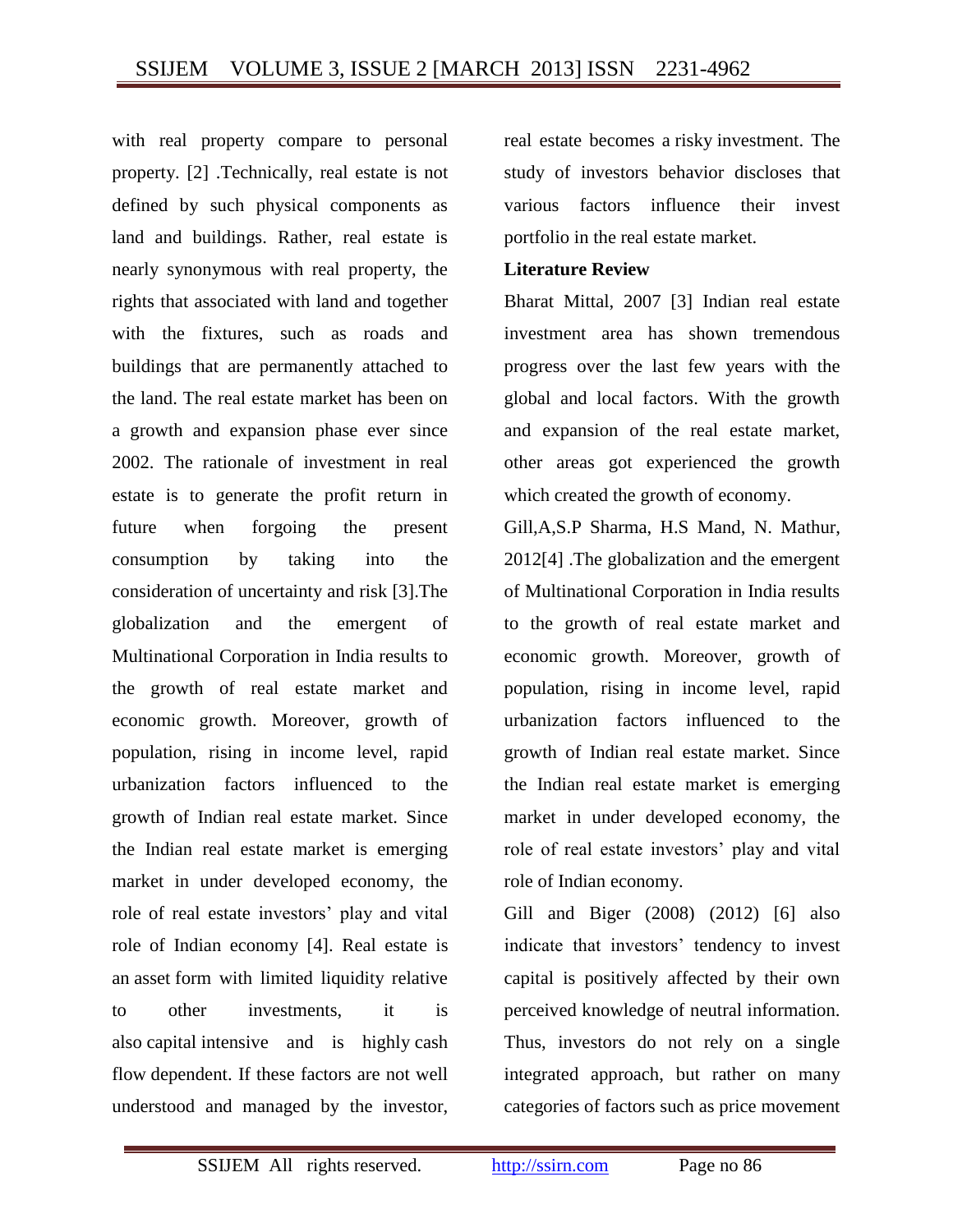with real property compare to personal property. [2] .Technically, real estate is not defined by such physical components as land and buildings. Rather, real estate is nearly synonymous with real property, the rights that associated with land and together with the fixtures, such as roads and buildings that are permanently attached to the land. The real estate market has been on a growth and expansion phase ever since 2002. The rationale of investment in real estate is to generate the profit return in future when forgoing the present consumption by taking into the consideration of uncertainty and risk [3].The globalization and the emergent of Multinational Corporation in India results to the growth of real estate market and economic growth. Moreover, growth of population, rising in income level, rapid urbanization factors influenced to the growth of Indian real estate market. Since the Indian real estate market is emerging market in under developed economy, the role of real estate investors' play and vital role of Indian economy [4]. Real estate is an asset form with limited liquidity relative to other investments, it is also capital intensive and is highly cash flow dependent. If these factors are not well understood and managed by the investor, real estate becomes a risky investment. The study of investors behavior discloses that various factors influence their invest portfolio in the real estate market.

**Literature Review**

Bharat Mittal, 2007 [3] Indian real estate investment area has shown tremendous progress over the last few years with the global and local factors. With the growth and expansion of the real estate market, other areas got experienced the growth which created the growth of economy.

Gill,A,S.P Sharma, H.S Mand, N. Mathur, 2012[4] .The globalization and the emergent of Multinational Corporation in India results to the growth of real estate market and economic growth. Moreover, growth of population, rising in income level, rapid urbanization factors influenced to the growth of Indian real estate market. Since the Indian real estate market is emerging market in under developed economy, the role of real estate investors' play and vital role of Indian economy.

Gill and Biger (2008) (2012) [6] also indicate that investors' tendency to invest capital is positively affected by their own perceived knowledge of neutral information. Thus, investors do not rely on a single integrated approach, but rather on many categories of factors such as price movement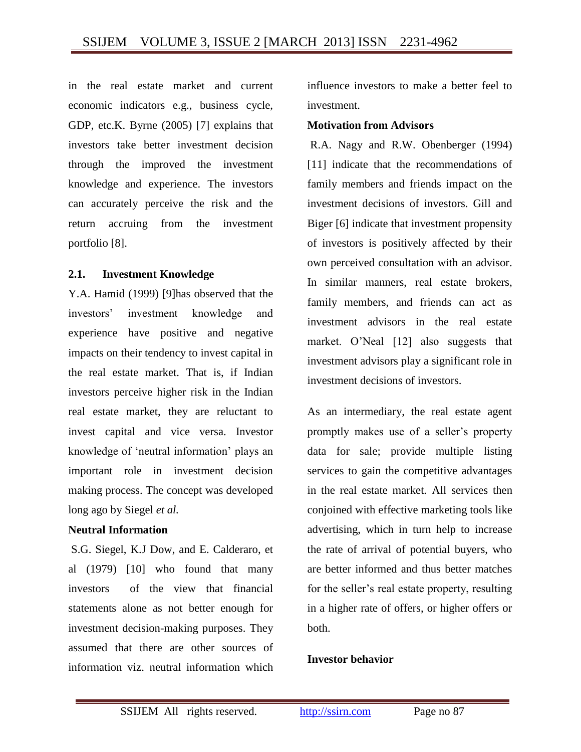in the real estate market and current economic indicators e.g., business cycle, GDP, etc.K. Byrne (2005) [7] explains that investors take better investment decision through the improved the investment knowledge and experience. The investors can accurately perceive the risk and the return accruing from the investment portfolio [8].

### 2.1. Investment Knowledge

Y.A. Hamid (1999) [9]has observed that the investors' investment knowledge and experience have positive and negative impacts on their tendency to invest capital in the real estate market. That is, if Indian investors perceive higher risk in the Indian real estate market, they are reluctant to invest capital and vice versa. Investor knowledge of 'neutral information' plays an important role in investment decision making process. The concept was developed long ago by Siegel *et al.*

**Neutral Information**

S.G. Siegel, K.J Dow, and E. Calderaro, et al (1979) [10] who found that many investors of the view that financial statements alone as not better enough for investment decision-making purposes. They assumed that there are other sources of information viz. neutral information which influence investors to make a better feel to investment.

**Motivation from Advisors**

R.A. Nagy and R.W. Obenberger (1994) [11] indicate that the recommendations of family members and friends impact on the investment decisions of investors. Gill and Biger [6] indicate that investment propensity of investors is positively affected by their own perceived consultation with an advisor. In similar manners, real estate brokers, family members, and friends can act as investment advisors in the real estate market. O'Neal [12] also suggests that investment advisors play a significant role in investment decisions of investors.

As an intermediary, the real estate agent promptly makes use of a seller's property data for sale; provide multiple listing services to gain the competitive advantages in the real estate market. All services then conjoined with effective marketing tools like advertising, which in turn help to increase the rate of arrival of potential buyers, who are better informed and thus better matches for the seller's real estate property, resulting in a higher rate of offers, or higher offers or both.

**Investor behavior**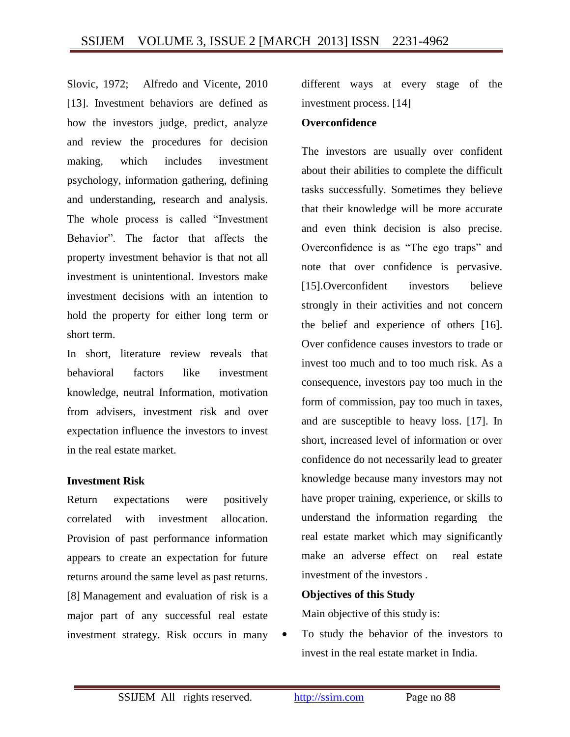Slovic, 1972; Alfredo and Vicente, 2010 [13]. Investment behaviors are defined as how the investors judge, predict, analyze and review the procedures for decision making, which includes investment psychology, information gathering, defining and understanding, research and analysis. The whole process is called "Investment Behavior". The factor that affects the property investment behavior is that not all investment is unintentional. Investors make investment decisions with an intention to hold the property for either long term or short term.

In short, literature review reveals that behavioral factors like investment knowledge, neutral Information, motivation from advisers, investment risk and over expectation influence the investors to invest in the real estate market.

**Investment Risk**

Return expectations were positively correlated with investment allocation. Provision of past performance information appears to create an expectation for future returns around the same level as past returns. [8] Management and evaluation of risk is a major part of any successful real estate investment strategy. Risk occurs in many different ways at every stage of the investment process. [14]

**Overconfidence**

The investors are usually over confident about their abilities to complete the difficult tasks successfully. Sometimes they believe that their knowledge will be more accurate and even think decision is also precise. Overconfidence is as "The ego traps" and note that over confidence is pervasive. [15].Overconfident investors believe strongly in their activities and not concern the belief and experience of others [16]. Over confidence causes investors to trade or invest too much and to too much risk. As a consequence, investors pay too much in the form of commission, pay too much in taxes, and are susceptible to heavy loss. [17]. In short, increased level of information or over confidence do not necessarily lead to greater knowledge because many investors may not have proper training, experience, or skills to understand the information regarding the real estate market which may significantly make an adverse effect on real estate investment of the investors .

**Objectives of this Study**

Main objective of this study is:

- To study the behavior of the investors to invest in the real estate market in India.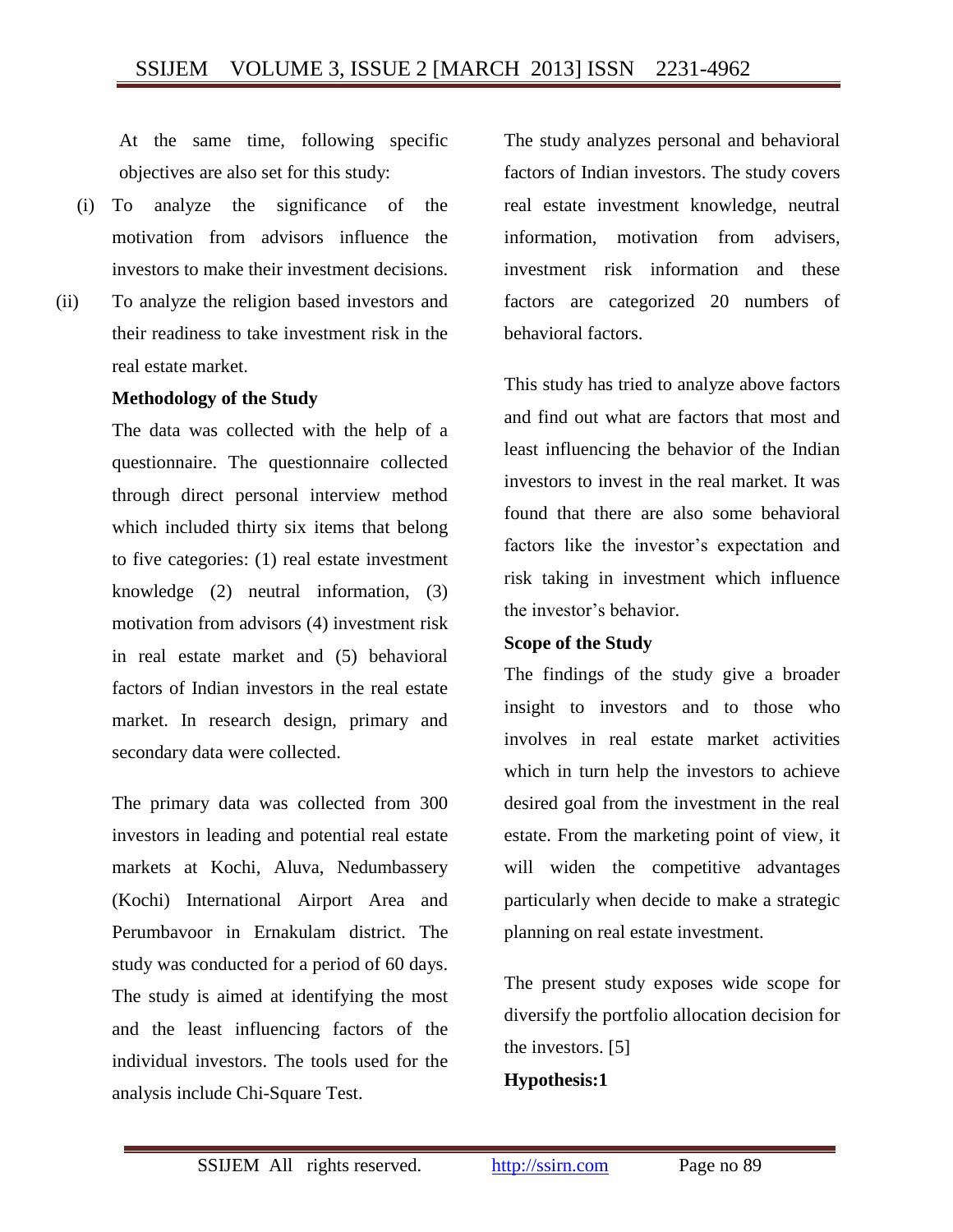At the same time, following specific objectives are also set for this study:

(i) To analyze the significance of the motivation from advisors influence the investors to make their investment decisions.

(ii) To analyze the religion based investors and their readiness to take investment risk in the real estate market.

**Methodology of the Study**

The data was collected with the help of a questionnaire. The questionnaire collected through direct personal interview method which included thirty six items that belong to five categories: (1) real estate investment knowledge (2) neutral information, (3) motivation from advisors (4) investment risk in real estate market and (5) behavioral factors of Indian investors in the real estate market. In research design, primary and secondary data were collected.

The primary data was collected from 300 investors in leading and potential real estate markets at Kochi, Aluva, Nedumbassery (Kochi) International Airport Area and Perumbavoor in Ernakulam district. The study was conducted for a period of 60 days. The study is aimed at identifying the most and the least influencing factors of the individual investors. The tools used for the analysis include Chi-Square Test.

The study analyzes personal and behavioral factors of Indian investors. The study covers real estate investment knowledge, neutral information, motivation from advisers, investment risk information and these factors are categorized 20 numbers of behavioral factors.

This study has tried to analyze above factors and find out what are factors that most and least influencing the behavior of the Indian investors to invest in the real market. It was found that there are also some behavioral factors like the investor's expectation and risk taking in investment which influence the investor's behavior.

**Scope of the Study**

The findings of the study give a broader insight to investors and to those who involves in real estate market activities which in turn help the investors to achieve desired goal from the investment in the real estate. From the marketing point of view, it will widen the competitive advantages particularly when decide to make a strategic planning on real estate investment.

The present study exposes wide scope for diversify the portfolio allocation decision for the investors. [5]

**Hypothesis:1**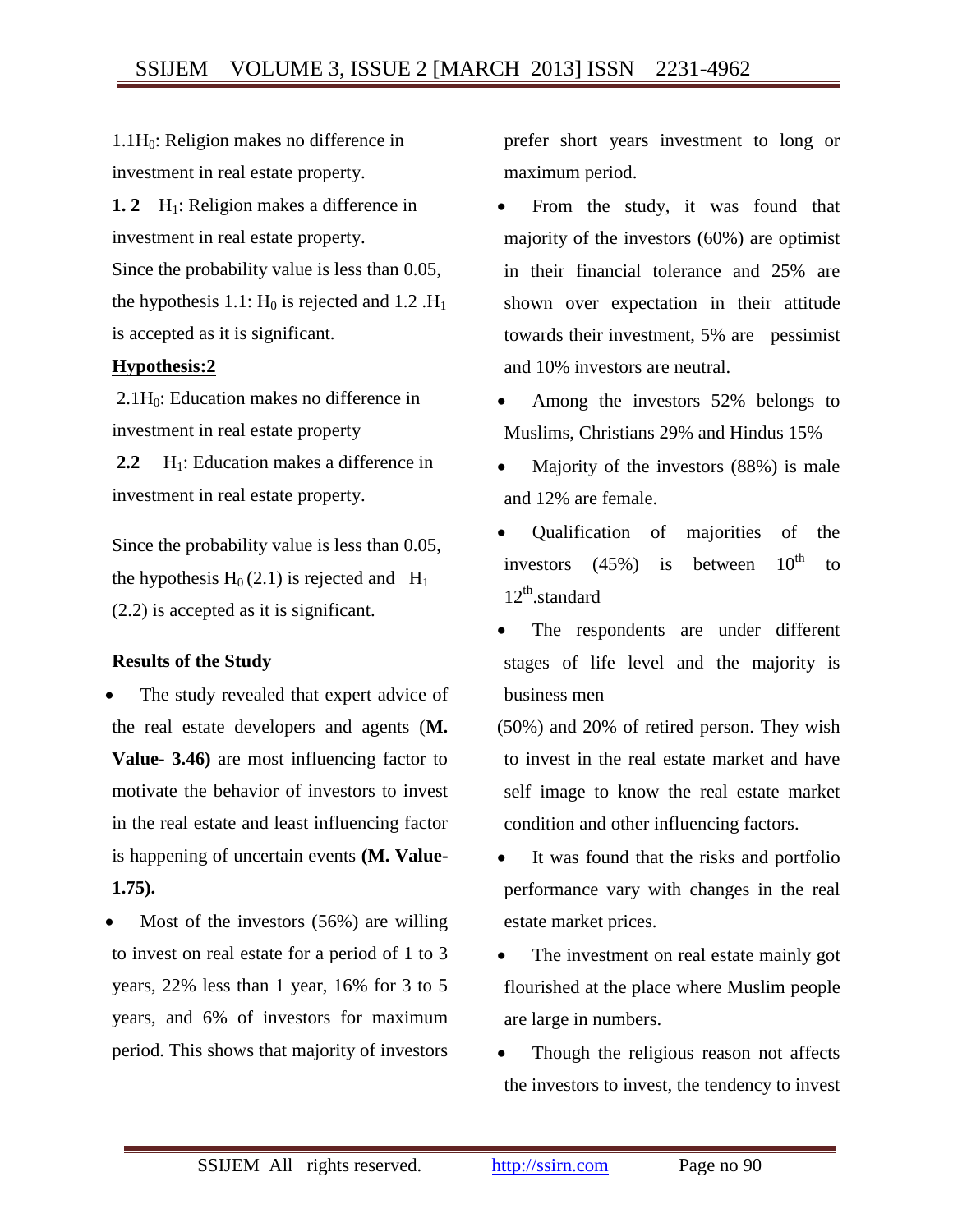1.1$H_0$: Religion makes no difference in investment in real estate property.

**1. 2** $H_1$: Religion makes a difference in investment in real estate property.

Since the probability value is less than 0.05, the hypothesis 1.1: $H_0$ is rejected and 1.2 .$H_1$ is accepted as it is significant.

**Hypothesis:2**

2.1$H_0$: Education makes no difference in investment in real estate property

**2.2** $H_1$: Education makes a difference in investment in real estate property.

Since the probability value is less than 0.05, the hypothesis $H_0$ (2.1) is rejected and $H_1$ (2.2) is accepted as it is significant.

**Results of the Study**

- The study revealed that expert advice of the real estate developers and agents (**M. Value- 3.46)** are most influencing factor to motivate the behavior of investors to invest in the real estate and least influencing factor is happening of uncertain events **(M. Value- 1.75).**
- Most of the investors (56%) are willing to invest on real estate for a period of 1 to 3 years, 22% less than 1 year, 16% for 3 to 5 years, and 6% of investors for maximum period. This shows that majority of investors prefer short years investment to long or maximum period.
- From the study, it was found that majority of the investors (60%) are optimist in their financial tolerance and 25% are shown over expectation in their attitude towards their investment, 5% are pessimist and 10% investors are neutral.
- Among the investors 52% belongs to Muslims, Christians 29% and Hindus 15%
- Majority of the investors (88%) is male and 12% are female.
- Qualification of majorities of the investors (45%) is between 10th to 12th.standard
- The respondents are under different stages of life level and the majority is business men (50%) and 20% of retired person. They wish to invest in the real estate market and have self image to know the real estate market condition and other influencing factors.
- It was found that the risks and portfolio performance vary with changes in the real estate market prices.
- The investment on real estate mainly got flourished at the place where Muslim people are large in numbers.
- Though the religious reason not affects the investors to invest, the tendency to invest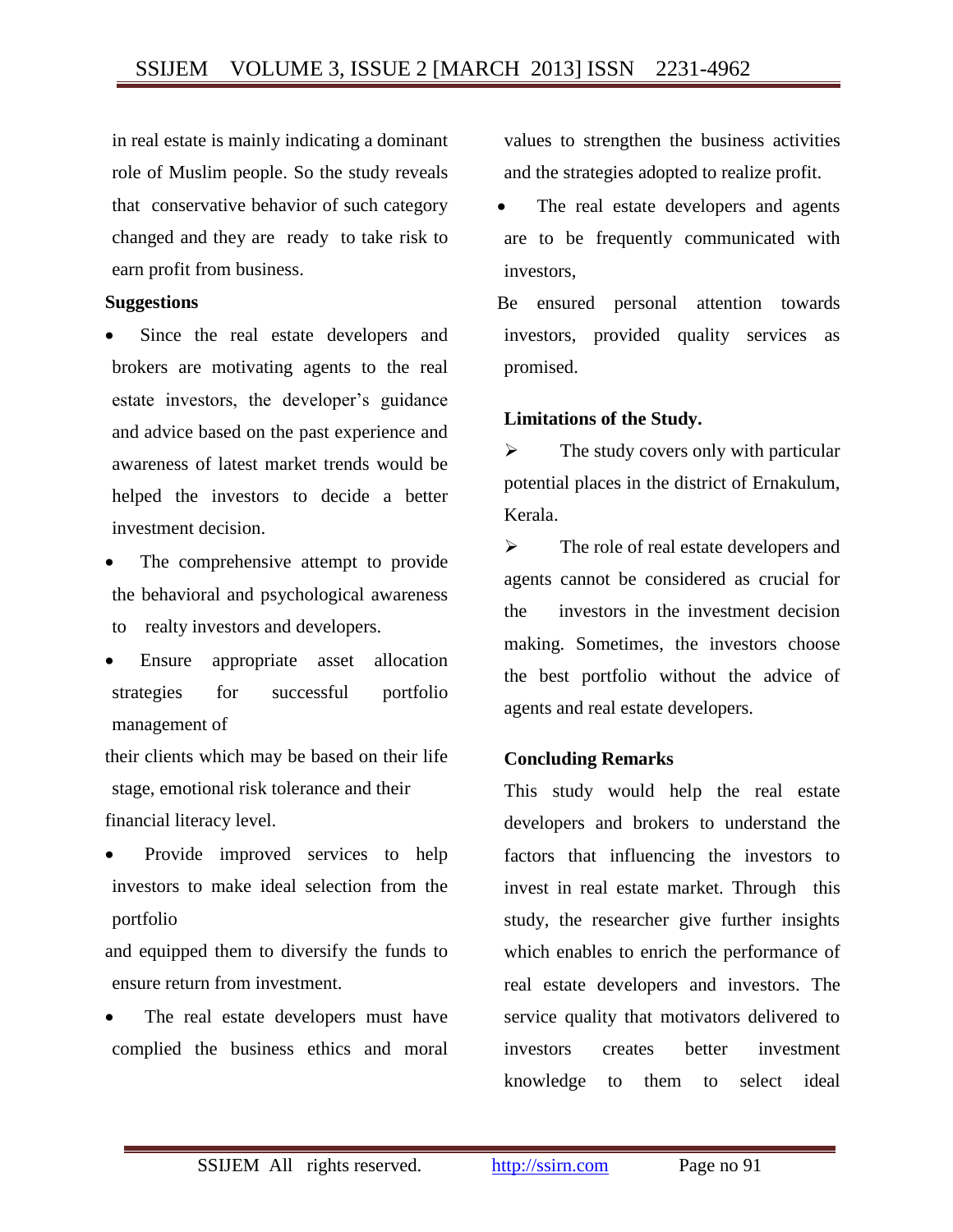in real estate is mainly indicating a dominant role of Muslim people. So the study reveals that conservative behavior of such category changed and they are ready to take risk to earn profit from business.

**Suggestions**

- Since the real estate developers and brokers are motivating agents to the real estate investors, the developer's guidance and advice based on the past experience and awareness of latest market trends would be helped the investors to decide a better investment decision.
- The comprehensive attempt to provide the behavioral and psychological awareness to realty investors and developers.
- Ensure appropriate asset allocation strategies for successful portfolio management of their clients which may be based on their life stage, emotional risk tolerance and their financial literacy level.
- Provide improved services to help investors to make ideal selection from the portfolio and equipped them to diversify the funds to ensure return from investment.
- The real estate developers must have complied the business ethics and moral values to strengthen the business activities and the strategies adopted to realize profit.
- The real estate developers and agents are to be frequently communicated with investors,

Be ensured personal attention towards investors, provided quality services as promised.

**Limitations of the Study.**

- The study covers only with particular potential places in the district of Ernakulum, Kerala.
- The role of real estate developers and agents cannot be considered as crucial for the investors in the investment decision making. Sometimes, the investors choose the best portfolio without the advice of agents and real estate developers.

**Concluding Remarks**

This study would help the real estate developers and brokers to understand the factors that influencing the investors to invest in real estate market. Through this study, the researcher give further insights which enables to enrich the performance of real estate developers and investors. The service quality that motivators delivered to investors creates better investment knowledge to them to select ideal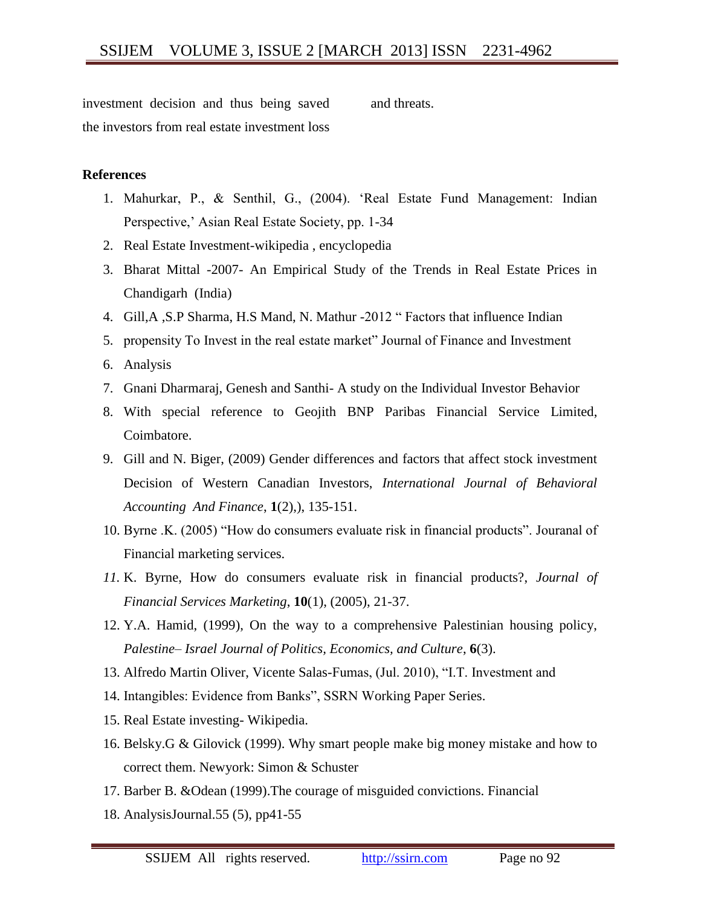investment decision and thus being saved the investors from real estate investment loss and threats.

**References**

1. Mahurkar, P., & Senthil, G., (2004). 'Real Estate Fund Management: Indian Perspective,' Asian Real Estate Society, pp. 1-34
2. Real Estate Investment-wikipedia , encyclopedia
3. Bharat Mittal -2007- An Empirical Study of the Trends in Real Estate Prices in Chandigarh (India)
4. Gill,A ,S.P Sharma, H.S Mand, N. Mathur -2012 " Factors that influence Indian
5. propensity To Invest in the real estate market" Journal of Finance and Investment
6. Analysis
7. Gnani Dharmaraj, Genesh and Santhi- A study on the Individual Investor Behavior
8. With special reference to Geojith BNP Paribas Financial Service Limited, Coimbatore.
9. Gill and N. Biger, (2009) Gender differences and factors that affect stock investment Decision of Western Canadian Investors, *International Journal of Behavioral Accounting And Finance*, **1**(2),), 135-151.
10. Byrne .K. (2005) "How do consumers evaluate risk in financial products". Jouranal of Financial marketing services.
11. K. Byrne, How do consumers evaluate risk in financial products?, *Journal of Financial Services Marketing*, **10**(1), (2005), 21-37.
12. Y.A. Hamid, (1999), On the way to a comprehensive Palestinian housing policy, *Palestine– Israel Journal of Politics, Economics, and Culture*, **6**(3).
13. Alfredo Martin Oliver, Vicente Salas-Fumas, (Jul. 2010), "I.T. Investment and
14. Intangibles: Evidence from Banks", SSRN Working Paper Series.
15. Real Estate investing- Wikipedia.
16. Belsky.G & Gilovick (1999). Why smart people make big money mistake and how to correct them. Newyork: Simon & Schuster
17. Barber B. &Odean (1999).The courage of misguided convictions. Financial
18. AnalysisJournal.55 (5), pp41-55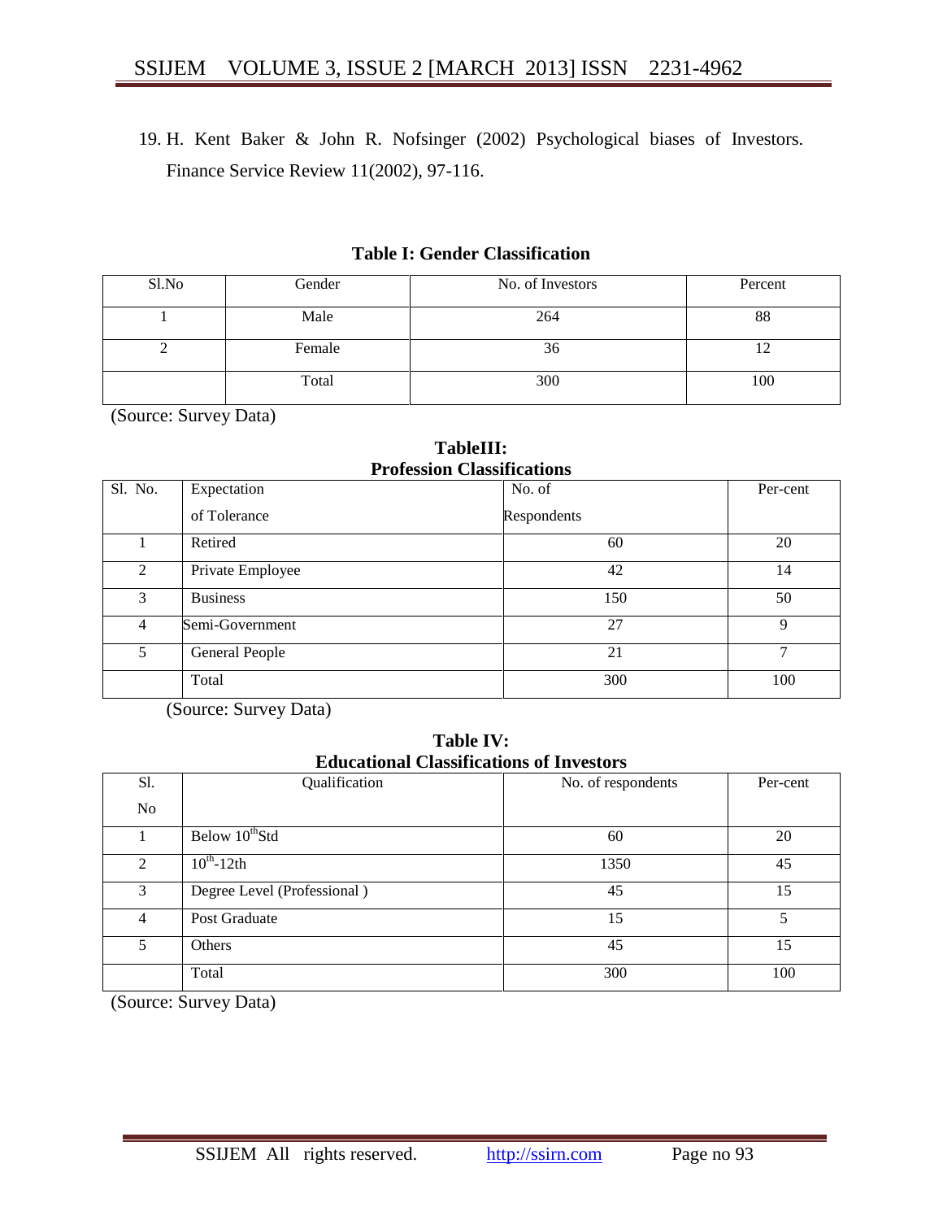19. H. Kent Baker & John R. Nofsinger (2002) Psychological biases of Investors. Finance Service Review 11(2002), 97-116.

**Table I: Gender Classification**

| Sl.No | Gender | No. of Investors | Percent |
|---|---|---|---|
| 1 | Male | 264 | 88 |
| 2 | Female | 36 | 12 |
| | Total | 300 | 100 |

(Source: Survey Data)

**TableIII: Profession Classifications**

| Sl. No. | Expectation of Tolerance | No. of Respondents | Per-cent |
|---|---|---|---|
| 1 | Retired | 60 | 20 |
| 2 | Private Employee | 42 | 14 |
| 3 | Business | 150 | 50 |
| 4 | Semi-Government | 27 | 9 |
| 5 | General People | 21 | 7 |
| | Total | 300 | 100 |

(Source: Survey Data)

**Table IV: Educational Classifications of Investors**

| Sl. No | Qualification | No. of respondents | Per-cent |
|---|---|---|---|
| 1 | Below 10thStd | 60 | 20 |
| 2 | 10th-12th | 1350 | 45 |
| 3 | Degree Level (Professional ) | 45 | 15 |
| 4 | Post Graduate | 15 | 5 |
| 5 | Others | 45 | 15 |
| | Total | 300 | 100 |

(Source: Survey Data)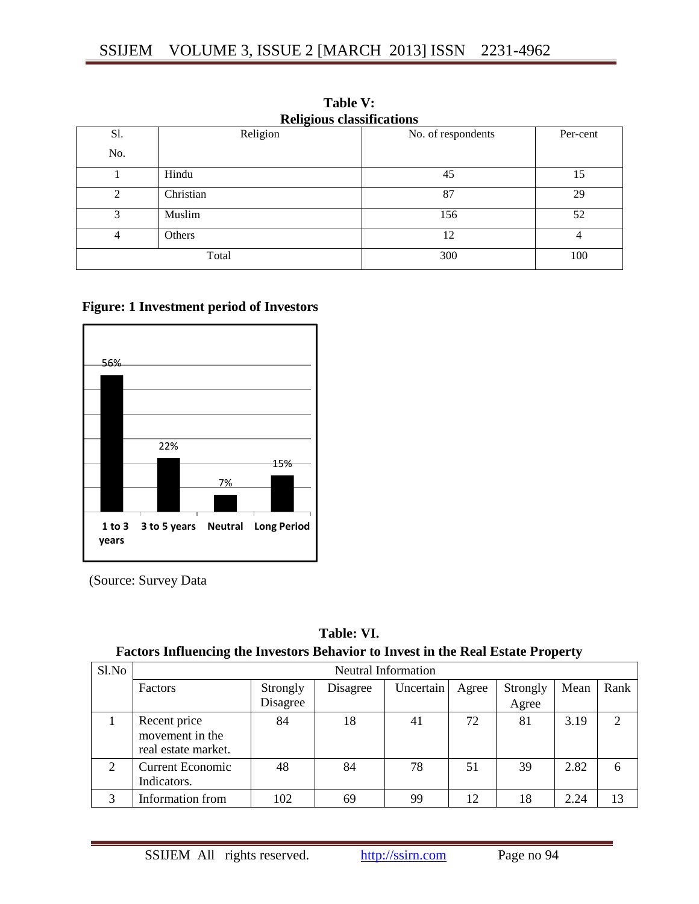**Table V:**
**Religious classifications**

| Sl. No. | Religion | No. of respondents | Per-cent |
|---|---|---|---|
| 1 | Hindu | 45 | 15 |
| 2 | Christian | 87 | 29 |
| 3 | Muslim | 156 | 52 |
| 4 | Others | 12 | 4 |
| Total | | 300 | 100 |

**Figure: 1 Investment period of Investors**

| Investment period | Per cent |
|---|---|
| 1 to 3 years | 56% |
| 3 to 5 years | 22% |
| Neutral | 7% |
| Long Period | 15% |

(Source: Survey Data

**Table: VI.**
**Factors Influencing the Investors Behavior to Invest in the Real Estate Property**

| Sl.No | Neutral Information | | | | | | | |
|---|---|---|---|---|---|---|---|---|
| | Factors | Strongly Disagree | Disagree | Uncertain | Agree | Strongly Agree | Mean | Rank |
| 1 | Recent price movement in the real estate market. | 84 | 18 | 41 | 72 | 81 | 3.19 | 2 |
| 2 | Current Economic Indicators. | 48 | 84 | 78 | 51 | 39 | 2.82 | 6 |
| 3 | Information from | 102 | 69 | 99 | 12 | 18 | 2.24 | 13 |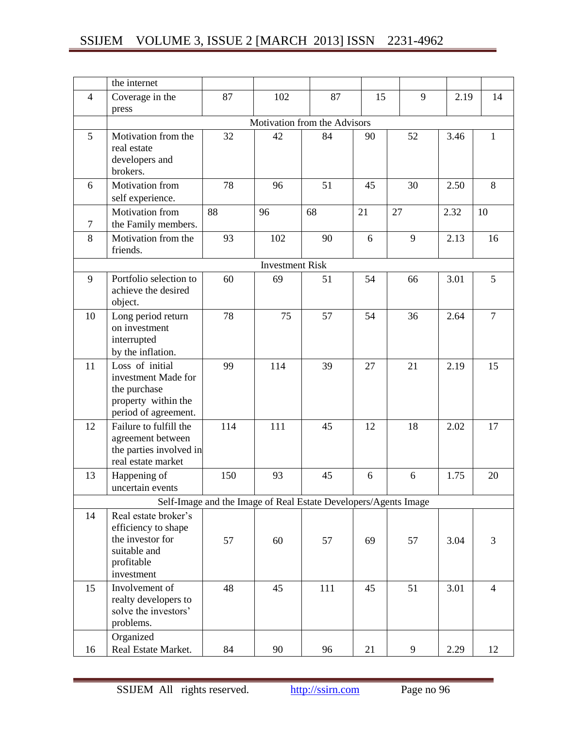|  | the internet |  |  |  |  |  |  |  |
|---|---|---|---|---|---|---|---|---|
| 4 | Coverage in the press | 87 | 102 | 87 | 15 | 9 | 2.19 | 14 |
|  | Motivation from the Advisors |  |  |  |  |  |  |  |
| 5 | Motivation from the real estate developers and brokers. | 32 | 42 | 84 | 90 | 52 | 3.46 | 1 |
| 6 | Motivation from self experience. | 78 | 96 | 51 | 45 | 30 | 2.50 | 8 |
| 7 | Motivation from the Family members. | 88 | 96 | 68 | 21 | 27 | 2.32 | 10 |
| 8 | Motivation from the friends. | 93 | 102 | 90 | 6 | 9 | 2.13 | 16 |
|  | Investment Risk |  |  |  |  |  |  |  |
| 9 | Portfolio selection to achieve the desired object. | 60 | 69 | 51 | 54 | 66 | 3.01 | 5 |
| 10 | Long period return on investment interrupted by the inflation. | 78 | 75 | 57 | 54 | 36 | 2.64 | 7 |
| 11 | Loss of initial investment Made for the purchase property within the period of agreement. | 99 | 114 | 39 | 27 | 21 | 2.19 | 15 |
| 12 | Failure to fulfill the agreement between the parties involved in real estate market | 114 | 111 | 45 | 12 | 18 | 2.02 | 17 |
| 13 | Happening of uncertain events | 150 | 93 | 45 | 6 | 6 | 1.75 | 20 |
|  | Self-Image and the Image of Real Estate Developers/Agents Image |  |  |  |  |  |  |  |
| 14 | Real estate broker's efficiency to shape the investor for suitable and profitable investment | 57 | 60 | 57 | 69 | 57 | 3.04 | 3 |
| 15 | Involvement of realty developers to solve the investors' problems. | 48 | 45 | 111 | 45 | 51 | 3.01 | 4 |
| 16 | Organized Real Estate Market. | 84 | 90 | 96 | 21 | 9 | 2.29 | 12 |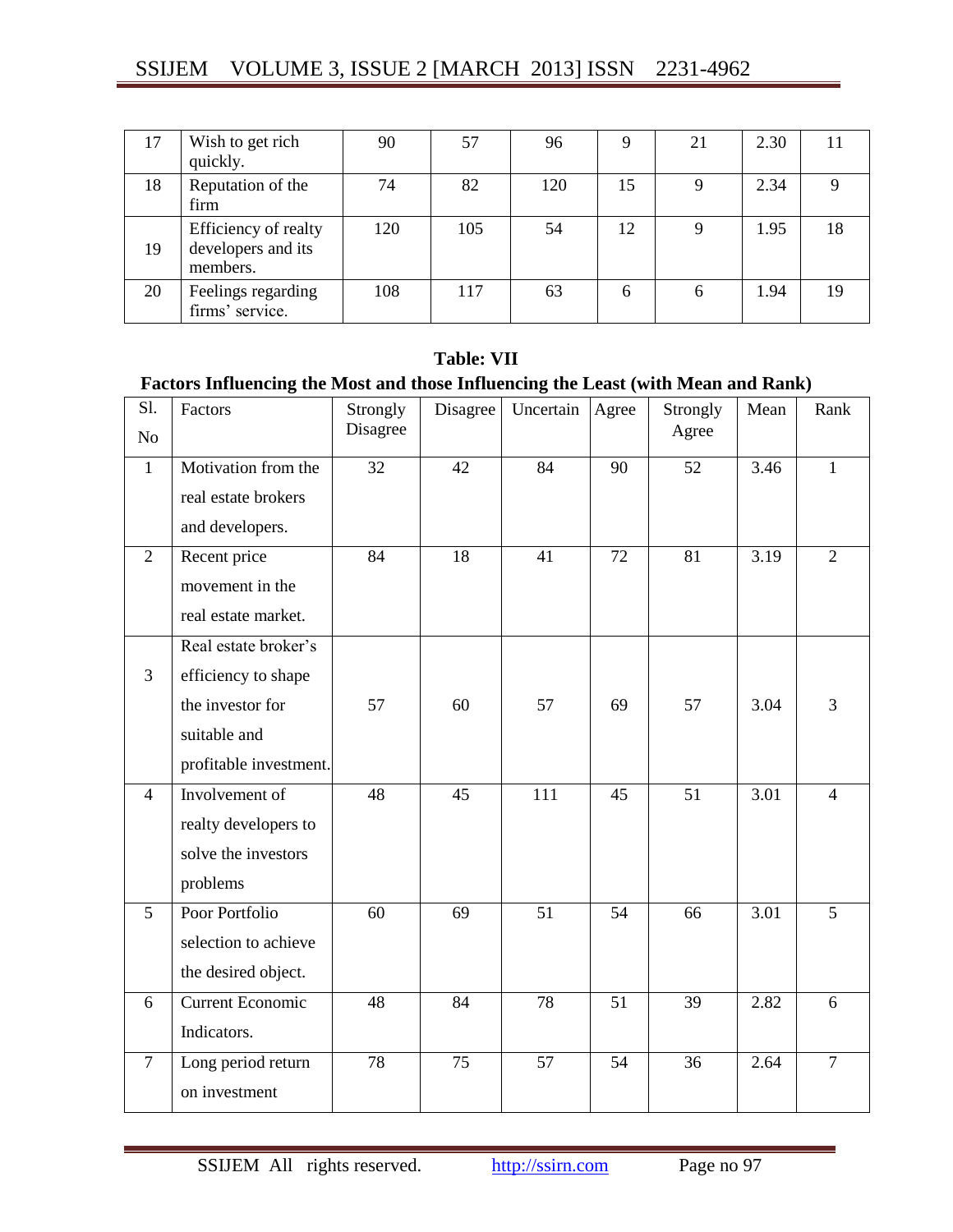| 17 | Wish to get rich quickly. | 90 | 57 | 96 | 9 | 21 | 2.30 | 11 |
|---|---|---|---|---|---|---|---|---|
| 18 | Reputation of the firm | 74 | 82 | 120 | 15 | 9 | 2.34 | 9 |
| 19 | Efficiency of realty developers and its members. | 120 | 105 | 54 | 12 | 9 | 1.95 | 18 |
| 20 | Feelings regarding firms' service. | 108 | 117 | 63 | 6 | 6 | 1.94 | 19 |

**Table: VII**

**Factors Influencing the Most and those Influencing the Least (with Mean and Rank)**

| Sl. No | Factors | Strongly Disagree | Disagree | Uncertain | Agree | Strongly Agree | Mean | Rank |
|---|---|---|---|---|---|---|---|---|
| 1 | Motivation from the real estate brokers and developers. | 32 | 42 | 84 | 90 | 52 | 3.46 | 1 |
| 2 | Recent price movement in the real estate market. | 84 | 18 | 41 | 72 | 81 | 3.19 | 2 |
| 3 | Real estate broker's efficiency to shape the investor for suitable and profitable investment. | 57 | 60 | 57 | 69 | 57 | 3.04 | 3 |
| 4 | Involvement of realty developers to solve the investors problems | 48 | 45 | 111 | 45 | 51 | 3.01 | 4 |
| 5 | Poor Portfolio selection to achieve the desired object. | 60 | 69 | 51 | 54 | 66 | 3.01 | 5 |
| 6 | Current Economic Indicators. | 48 | 84 | 78 | 51 | 39 | 2.82 | 6 |
| 7 | Long period return on investment | 78 | 75 | 57 | 54 | 36 | 2.64 | 7 |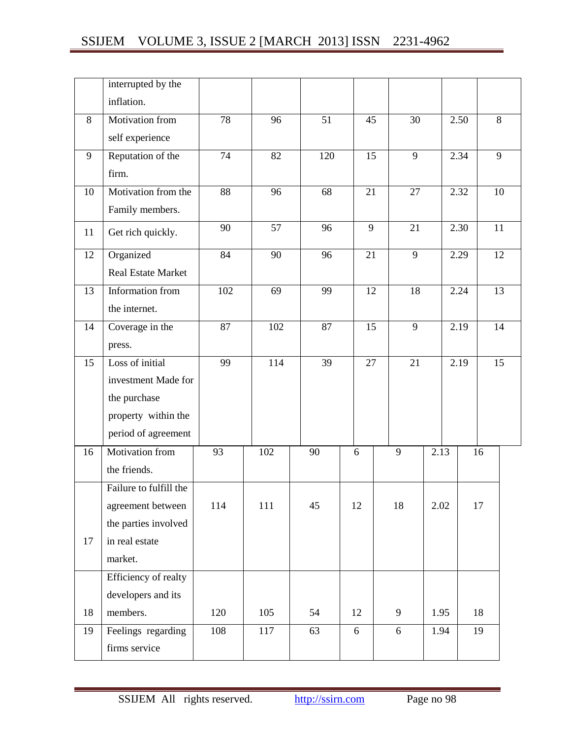|  |  |  |  |  |  |  |  |  |
|---|---|---|---|---|---|---|---|---|
|  | interrupted by the inflation. |  |  |  |  |  |  |  |
| 8 | Motivation from self experience | 78 | 96 | 51 | 45 | 30 | 2.50 | 8 |
| 9 | Reputation of the firm. | 74 | 82 | 120 | 15 | 9 | 2.34 | 9 |
| 10 | Motivation from the Family members. | 88 | 96 | 68 | 21 | 27 | 2.32 | 10 |
| 11 | Get rich quickly. | 90 | 57 | 96 | 9 | 21 | 2.30 | 11 |
| 12 | Organized Real Estate Market | 84 | 90 | 96 | 21 | 9 | 2.29 | 12 |
| 13 | Information from the internet. | 102 | 69 | 99 | 12 | 18 | 2.24 | 13 |
| 14 | Coverage in the press. | 87 | 102 | 87 | 15 | 9 | 2.19 | 14 |
| 15 | Loss of initial investment Made for the purchase property within the period of agreement | 99 | 114 | 39 | 27 | 21 | 2.19 | 15 |
| 16 | Motivation from the friends. | 93 | 102 | 90 | 6 | 9 | 2.13 | 16 |
| 17 | Failure to fulfill the agreement between the parties involved in real estate market. | 114 | 111 | 45 | 12 | 18 | 2.02 | 17 |
| 18 | Efficiency of realty developers and its members. | 120 | 105 | 54 | 12 | 9 | 1.95 | 18 |
| 19 | Feelings regarding firms service | 108 | 117 | 63 | 6 | 6 | 1.94 | 19 |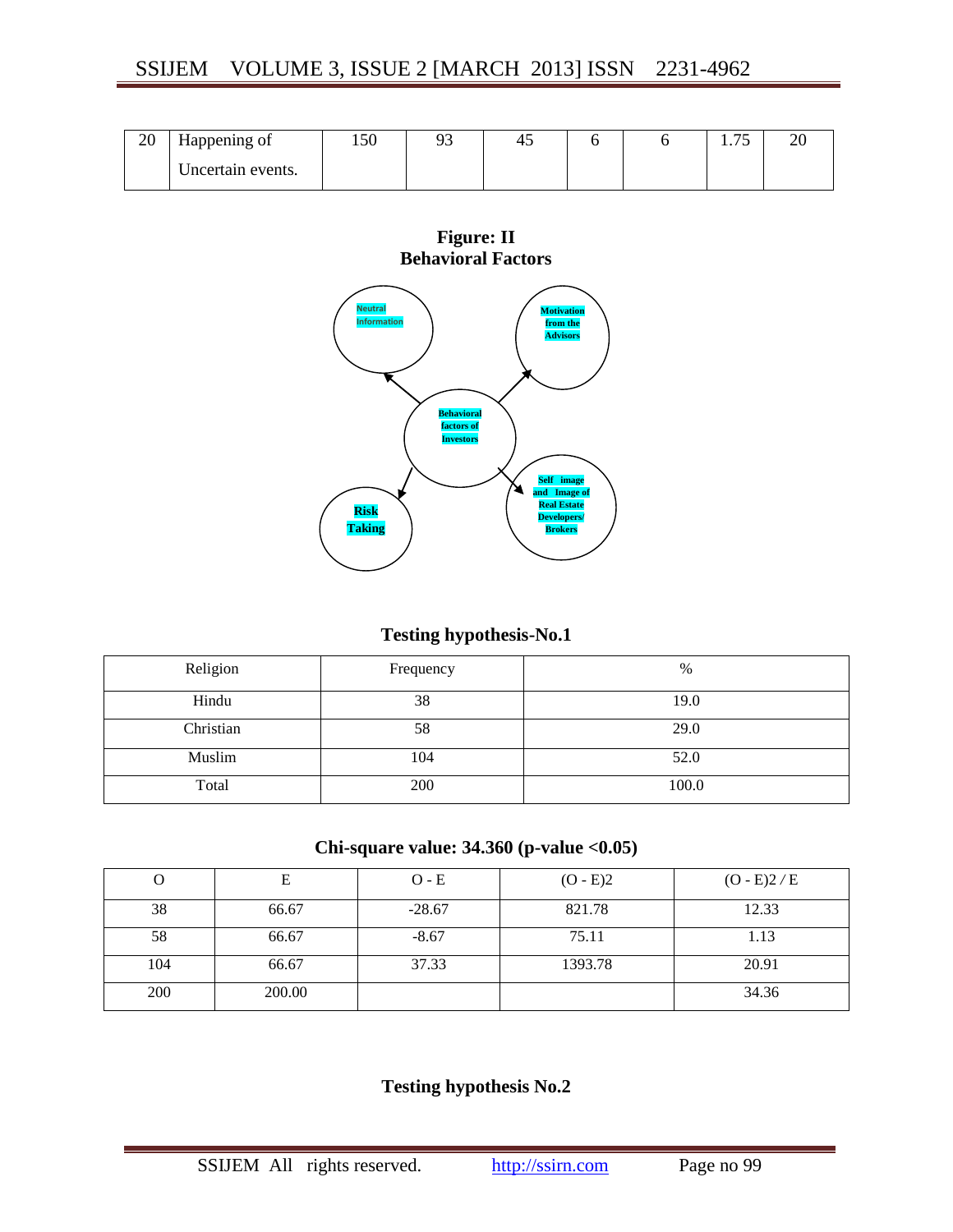| 20 | Happening of Uncertain events. | 150 | 93 | 45 | 6 | 6 | 1.75 | 20 |
|---|---|---|---|---|---|---|---|---|

**Figure: II**
**Behavioral Factors**

Neutral Information

Motivation from the Advisors

Behavioral factors of Investors

Risk Taking

Self image and Image of Real Estate Developers/ Brokers

### Testing hypothesis-No.1

| Religion | Frequency | % |
|---|---|---|
| Hindu | 38 | 19.0 |
| Christian | 58 | 29.0 |
| Muslim | 104 | 52.0 |
| Total | 200 | 100.0 |

**Chi-square value: 34.360 (p-value <0.05)**

| O | E | O - E | (O - E)2 | (O - E)2 / E |
|---|---|---|---|---|
| 38 | 66.67 | -28.67 | 821.78 | 12.33 |
| 58 | 66.67 | -8.67 | 75.11 | 1.13 |
| 104 | 66.67 | 37.33 | 1393.78 | 20.91 |
| 200 | 200.00 | | | 34.36 |

### Testing hypothesis No.2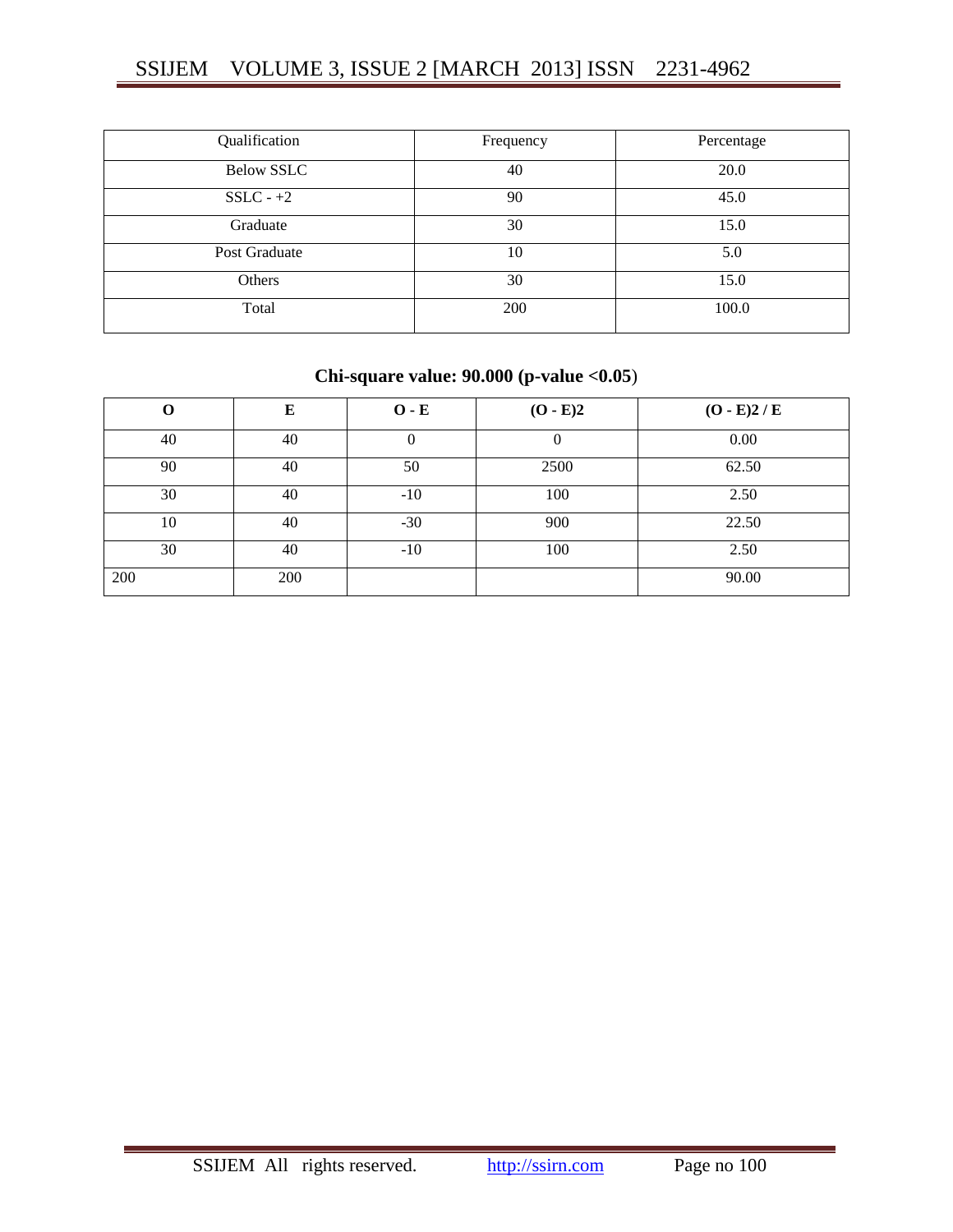| Qualification | Frequency | Percentage |
| --- | --- | --- |
| Below SSLC | 40 | 20.0 |
| SSLC - +2 | 90 | 45.0 |
| Graduate | 30 | 15.0 |
| Post Graduate | 10 | 5.0 |
| Others | 30 | 15.0 |
| Total | 200 | 100.0 |

**Chi-square value: 90.000 (p-value <0.05)**

| O | E | O - E | (O - E)2 | (O - E)2 / E |
| --- | --- | --- | --- | --- |
| 40 | 40 | 0 | 0 | 0.00 |
| 90 | 40 | 50 | 2500 | 62.50 |
| 30 | 40 | -10 | 100 | 2.50 |
| 10 | 40 | -30 | 900 | 22.50 |
| 30 | 40 | -10 | 100 | 2.50 |
| 200 | 200 | | | 90.00 |